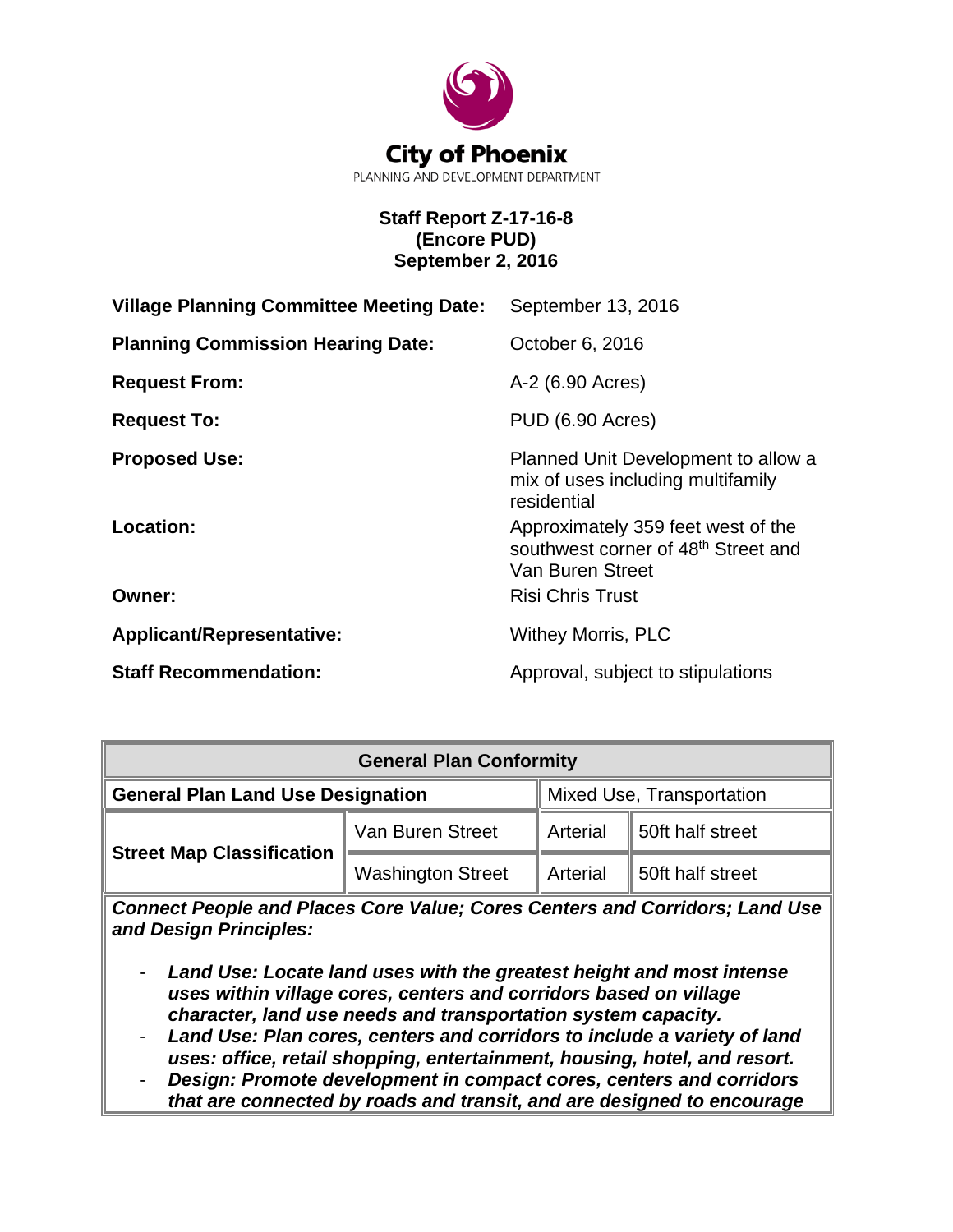City of Phoenix

PLANNING AND DEVELOPMENT DEPARTMENT

**Staff Report Z-17-16-8**
**(Encore PUD)**
**September 2, 2016**

| | |
|---|---|
| **Village Planning Committee Meeting Date:** | September 13, 2016 |
| **Planning Commission Hearing Date:** | October 6, 2016 |
| **Request From:** | A-2 (6.90 Acres) |
| **Request To:** | PUD (6.90 Acres) |
| **Proposed Use:** | Planned Unit Development to allow a mix of uses including multifamily residential |
| **Location:** | Approximately 359 feet west of the southwest corner of 48th Street and Van Buren Street |
| **Owner:** | Risi Chris Trust |
| **Applicant/Representative:** | Withey Morris, PLC |
| **Staff Recommendation:** | Approval, subject to stipulations |

| **General Plan Conformity** | | | |
|---|---|---|---|
| **General Plan Land Use Designation** | | Mixed Use, Transportation | |
| **Street Map Classification** | Van Buren Street | Arterial | 50ft half street |
| | Washington Street | Arterial | 50ft half street |

***Connect People and Places Core Value; Cores Centers and Corridors; Land Use and Design Principles:***

- ***Land Use: Locate land uses with the greatest height and most intense uses within village cores, centers and corridors based on village character, land use needs and transportation system capacity.***
- ***Land Use: Plan cores, centers and corridors to include a variety of land uses: office, retail shopping, entertainment, housing, hotel, and resort.***
- ***Design: Promote development in compact cores, centers and corridors that are connected by roads and transit, and are designed to encourage***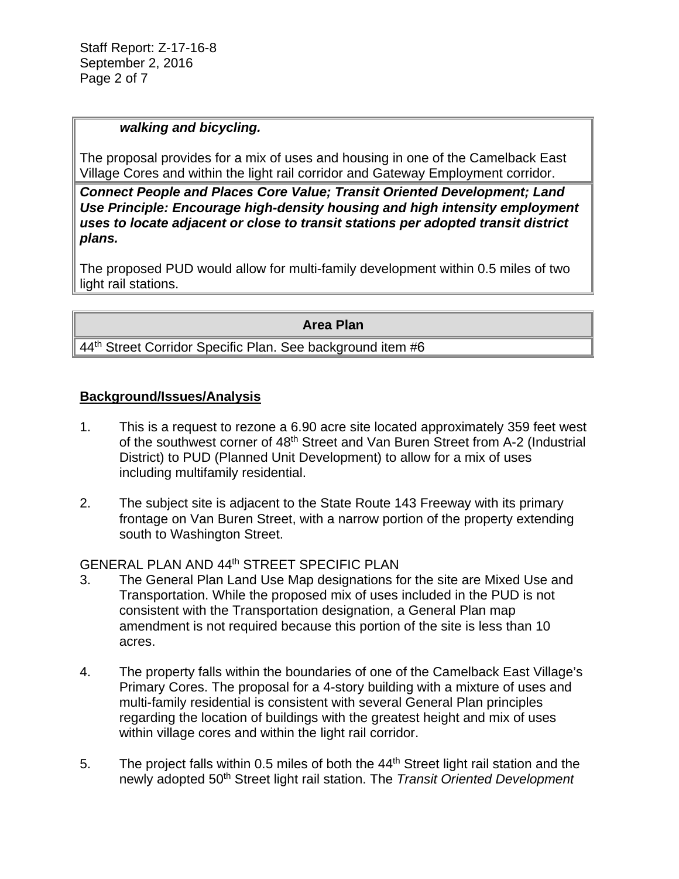| ***walking and bicycling.*** |
|---|
| The proposal provides for a mix of uses and housing in one of the Camelback East Village Cores and within the light rail corridor and Gateway Employment corridor. |
| ***Connect People and Places Core Value; Transit Oriented Development; Land Use Principle: Encourage high-density housing and high intensity employment uses to locate adjacent or close to transit stations per adopted transit district plans.*** |
| The proposed PUD would allow for multi-family development within 0.5 miles of two light rail stations. |

| **Area Plan** |
|---|
| 44th Street Corridor Specific Plan. See background item #6 |

**Background/Issues/Analysis**

1. This is a request to rezone a 6.90 acre site located approximately 359 feet west of the southwest corner of 48th Street and Van Buren Street from A-2 (Industrial District) to PUD (Planned Unit Development) to allow for a mix of uses including multifamily residential.

2. The subject site is adjacent to the State Route 143 Freeway with its primary frontage on Van Buren Street, with a narrow portion of the property extending south to Washington Street.

GENERAL PLAN AND 44th STREET SPECIFIC PLAN

3. The General Plan Land Use Map designations for the site are Mixed Use and Transportation. While the proposed mix of uses included in the PUD is not consistent with the Transportation designation, a General Plan map amendment is not required because this portion of the site is less than 10 acres.

4. The property falls within the boundaries of one of the Camelback East Village's Primary Cores. The proposal for a 4-story building with a mixture of uses and multi-family residential is consistent with several General Plan principles regarding the location of buildings with the greatest height and mix of uses within village cores and within the light rail corridor.

5. The project falls within 0.5 miles of both the 44th Street light rail station and the newly adopted 50th Street light rail station. The *Transit Oriented Development*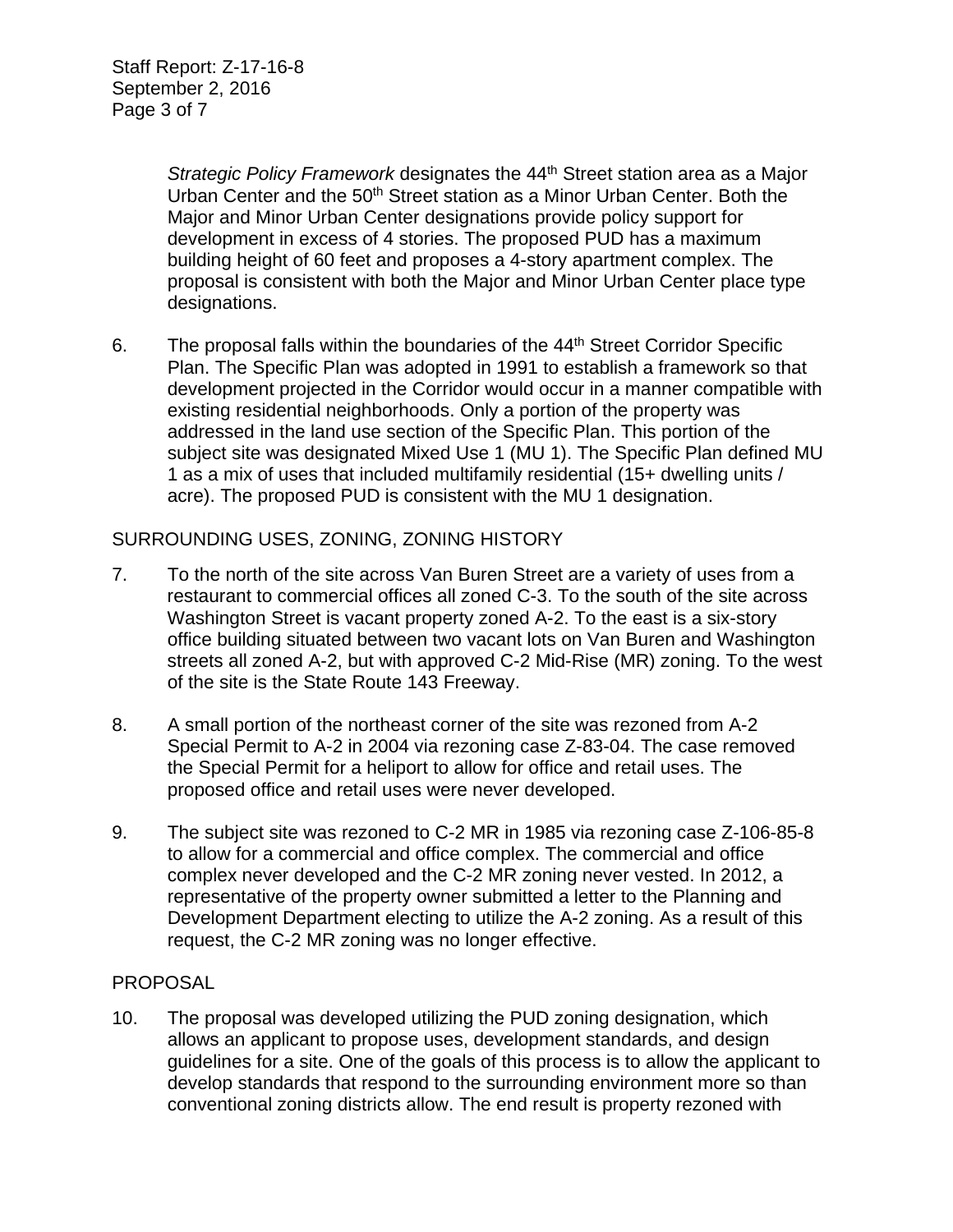*Strategic Policy Framework* designates the 44th Street station area as a Major Urban Center and the 50th Street station as a Minor Urban Center. Both the Major and Minor Urban Center designations provide policy support for development in excess of 4 stories. The proposed PUD has a maximum building height of 60 feet and proposes a 4-story apartment complex. The proposal is consistent with both the Major and Minor Urban Center place type designations.

6. The proposal falls within the boundaries of the 44th Street Corridor Specific Plan. The Specific Plan was adopted in 1991 to establish a framework so that development projected in the Corridor would occur in a manner compatible with existing residential neighborhoods. Only a portion of the property was addressed in the land use section of the Specific Plan. This portion of the subject site was designated Mixed Use 1 (MU 1). The Specific Plan defined MU 1 as a mix of uses that included multifamily residential (15+ dwelling units / acre). The proposed PUD is consistent with the MU 1 designation.

SURROUNDING USES, ZONING, ZONING HISTORY

7. To the north of the site across Van Buren Street are a variety of uses from a restaurant to commercial offices all zoned C-3. To the south of the site across Washington Street is vacant property zoned A-2. To the east is a six-story office building situated between two vacant lots on Van Buren and Washington streets all zoned A-2, but with approved C-2 Mid-Rise (MR) zoning. To the west of the site is the State Route 143 Freeway.

8. A small portion of the northeast corner of the site was rezoned from A-2 Special Permit to A-2 in 2004 via rezoning case Z-83-04. The case removed the Special Permit for a heliport to allow for office and retail uses. The proposed office and retail uses were never developed.

9. The subject site was rezoned to C-2 MR in 1985 via rezoning case Z-106-85-8 to allow for a commercial and office complex. The commercial and office complex never developed and the C-2 MR zoning never vested. In 2012, a representative of the property owner submitted a letter to the Planning and Development Department electing to utilize the A-2 zoning. As a result of this request, the C-2 MR zoning was no longer effective.

PROPOSAL

10. The proposal was developed utilizing the PUD zoning designation, which allows an applicant to propose uses, development standards, and design guidelines for a site. One of the goals of this process is to allow the applicant to develop standards that respond to the surrounding environment more so than conventional zoning districts allow. The end result is property rezoned with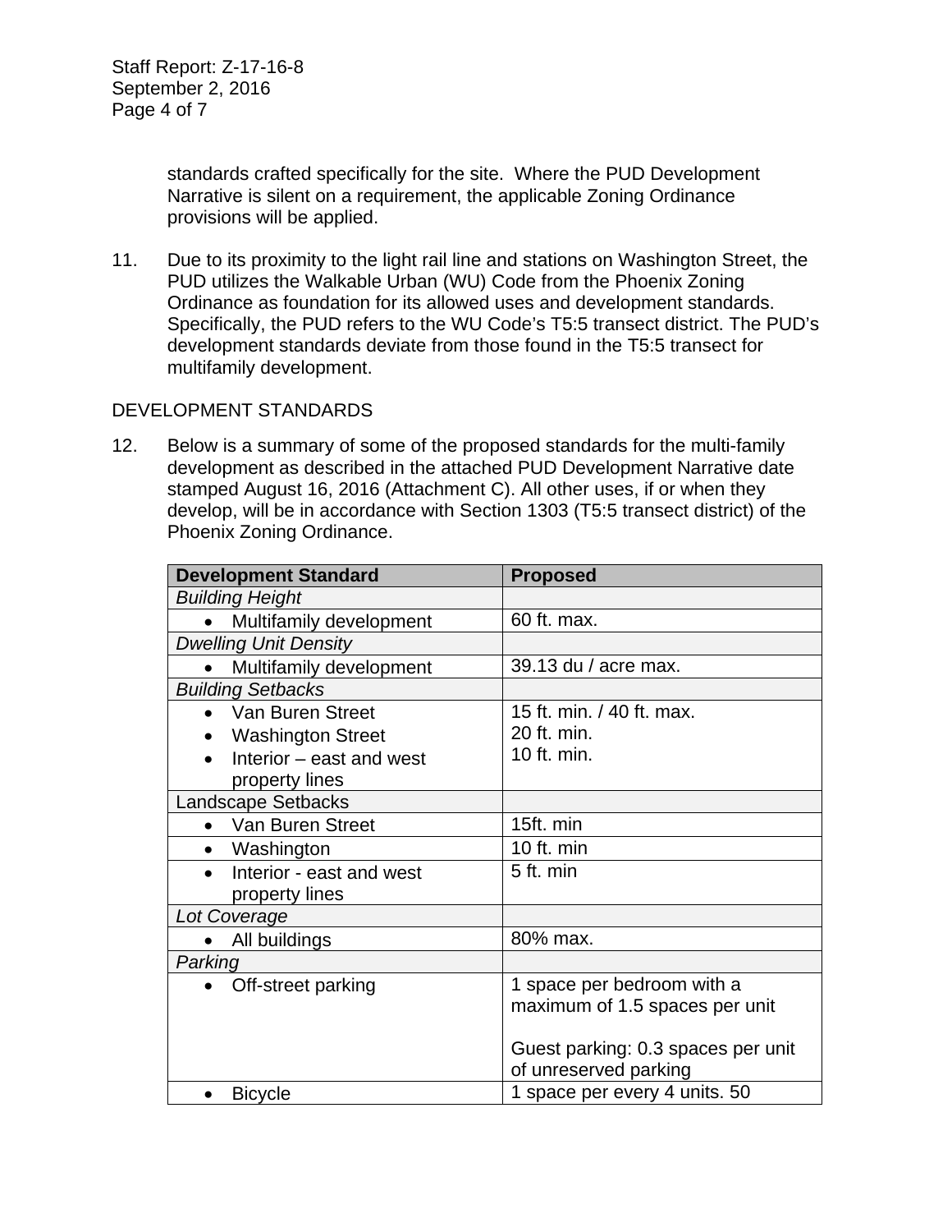standards crafted specifically for the site. Where the PUD Development Narrative is silent on a requirement, the applicable Zoning Ordinance provisions will be applied.

11. Due to its proximity to the light rail line and stations on Washington Street, the PUD utilizes the Walkable Urban (WU) Code from the Phoenix Zoning Ordinance as foundation for its allowed uses and development standards. Specifically, the PUD refers to the WU Code's T5:5 transect district. The PUD's development standards deviate from those found in the T5:5 transect for multifamily development.

## DEVELOPMENT STANDARDS

12. Below is a summary of some of the proposed standards for the multi-family development as described in the attached PUD Development Narrative date stamped August 16, 2016 (Attachment C). All other uses, if or when they develop, will be in accordance with Section 1303 (T5:5 transect district) of the Phoenix Zoning Ordinance.

| Development Standard | Proposed |
|---|---|
| *Building Height* | |
| • Multifamily development | 60 ft. max. |
| *Dwelling Unit Density* | |
| • Multifamily development | 39.13 du / acre max. |
| *Building Setbacks* | |
| • Van Buren Street<br>• Washington Street<br>• Interior – east and west property lines | 15 ft. min. / 40 ft. max.<br>20 ft. min.<br>10 ft. min. |
| Landscape Setbacks | |
| • Van Buren Street | 15ft. min |
| • Washington | 10 ft. min |
| • Interior - east and west property lines | 5 ft. min |
| *Lot Coverage* | |
| • All buildings | 80% max. |
| *Parking* | |
| • Off-street parking | 1 space per bedroom with a maximum of 1.5 spaces per unit<br><br>Guest parking: 0.3 spaces per unit of unreserved parking |
| • Bicycle | 1 space per every 4 units. 50 |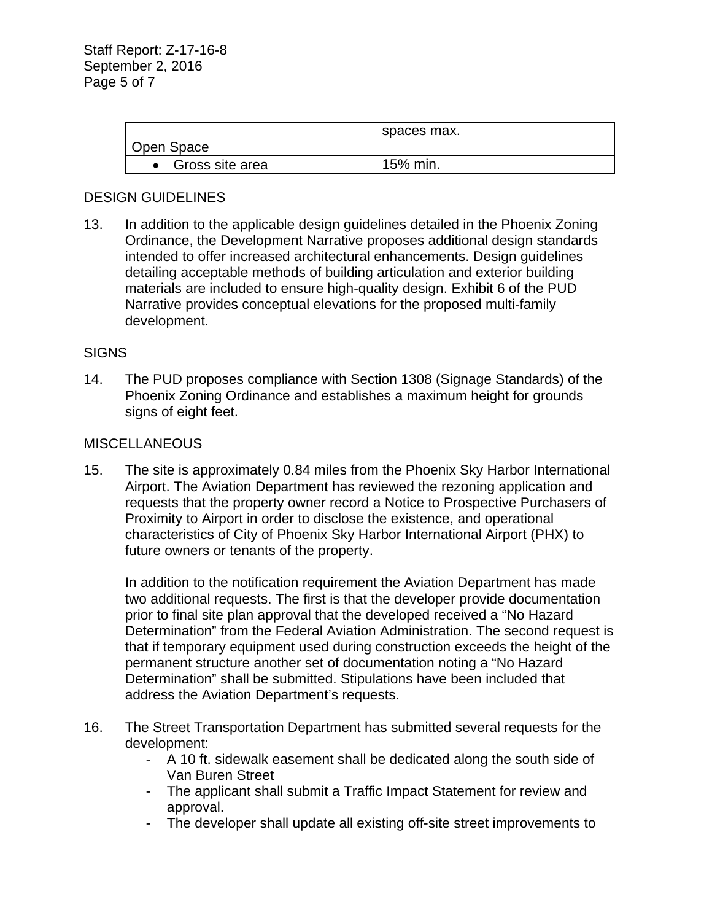| | spaces max. |
|---|---|
| Open Space | |
| • Gross site area | 15% min. |

DESIGN GUIDELINES

13. In addition to the applicable design guidelines detailed in the Phoenix Zoning Ordinance, the Development Narrative proposes additional design standards intended to offer increased architectural enhancements. Design guidelines detailing acceptable methods of building articulation and exterior building materials are included to ensure high-quality design. Exhibit 6 of the PUD Narrative provides conceptual elevations for the proposed multi-family development.

SIGNS

14. The PUD proposes compliance with Section 1308 (Signage Standards) of the Phoenix Zoning Ordinance and establishes a maximum height for grounds signs of eight feet.

MISCELLANEOUS

15. The site is approximately 0.84 miles from the Phoenix Sky Harbor International Airport. The Aviation Department has reviewed the rezoning application and requests that the property owner record a Notice to Prospective Purchasers of Proximity to Airport in order to disclose the existence, and operational characteristics of City of Phoenix Sky Harbor International Airport (PHX) to future owners or tenants of the property.

    In addition to the notification requirement the Aviation Department has made two additional requests. The first is that the developer provide documentation prior to final site plan approval that the developed received a "No Hazard Determination" from the Federal Aviation Administration. The second request is that if temporary equipment used during construction exceeds the height of the permanent structure another set of documentation noting a "No Hazard Determination" shall be submitted. Stipulations have been included that address the Aviation Department's requests.

16. The Street Transportation Department has submitted several requests for the development:
    - A 10 ft. sidewalk easement shall be dedicated along the south side of Van Buren Street
    - The applicant shall submit a Traffic Impact Statement for review and approval.
    - The developer shall update all existing off-site street improvements to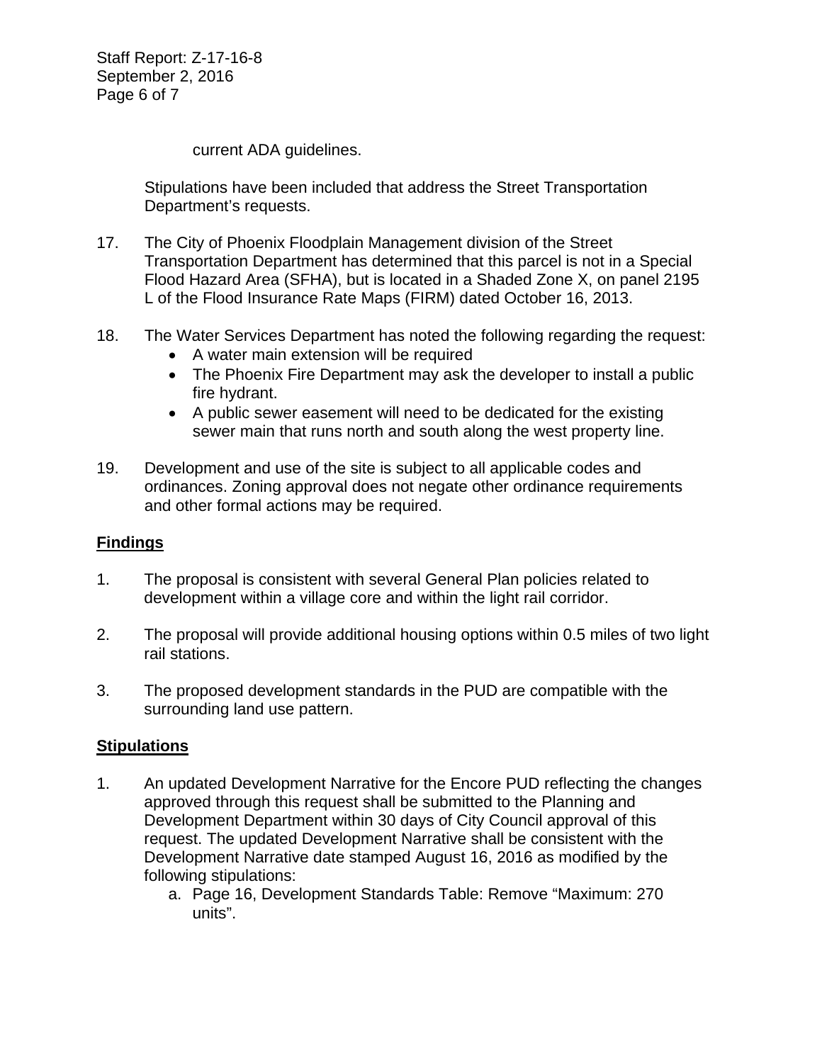current ADA guidelines.

Stipulations have been included that address the Street Transportation Department's requests.

17. The City of Phoenix Floodplain Management division of the Street Transportation Department has determined that this parcel is not in a Special Flood Hazard Area (SFHA), but is located in a Shaded Zone X, on panel 2195 L of the Flood Insurance Rate Maps (FIRM) dated October 16, 2013.

18. The Water Services Department has noted the following regarding the request:
    - A water main extension will be required
    - The Phoenix Fire Department may ask the developer to install a public fire hydrant.
    - A public sewer easement will need to be dedicated for the existing sewer main that runs north and south along the west property line.

19. Development and use of the site is subject to all applicable codes and ordinances. Zoning approval does not negate other ordinance requirements and other formal actions may be required.

## Findings

1. The proposal is consistent with several General Plan policies related to development within a village core and within the light rail corridor.

2. The proposal will provide additional housing options within 0.5 miles of two light rail stations.

3. The proposed development standards in the PUD are compatible with the surrounding land use pattern.

## Stipulations

1. An updated Development Narrative for the Encore PUD reflecting the changes approved through this request shall be submitted to the Planning and Development Department within 30 days of City Council approval of this request. The updated Development Narrative shall be consistent with the Development Narrative date stamped August 16, 2016 as modified by the following stipulations:
    a. Page 16, Development Standards Table: Remove "Maximum: 270 units".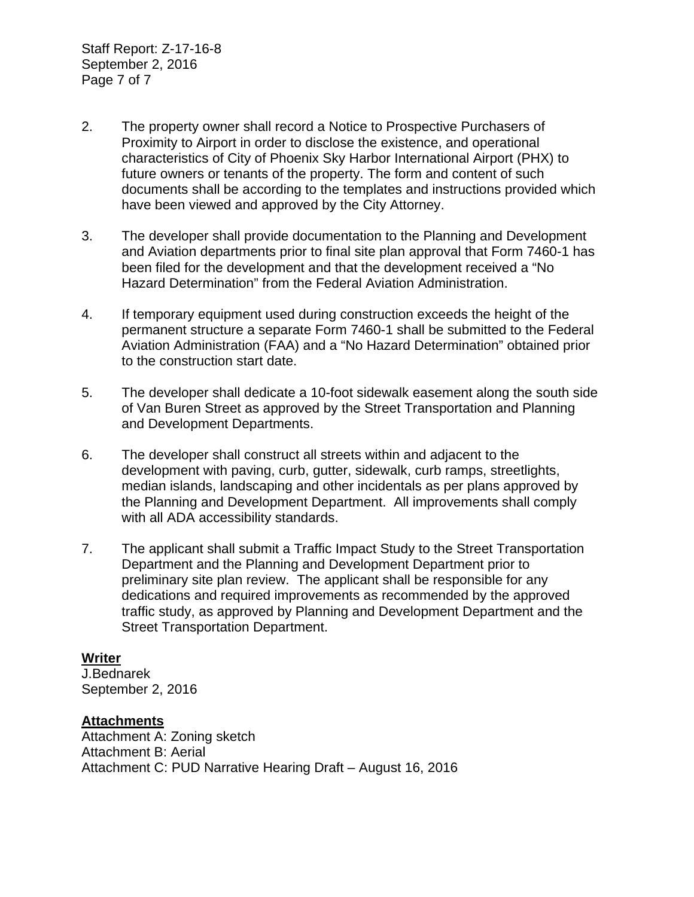2. The property owner shall record a Notice to Prospective Purchasers of Proximity to Airport in order to disclose the existence, and operational characteristics of City of Phoenix Sky Harbor International Airport (PHX) to future owners or tenants of the property. The form and content of such documents shall be according to the templates and instructions provided which have been viewed and approved by the City Attorney.

3. The developer shall provide documentation to the Planning and Development and Aviation departments prior to final site plan approval that Form 7460-1 has been filed for the development and that the development received a "No Hazard Determination" from the Federal Aviation Administration.

4. If temporary equipment used during construction exceeds the height of the permanent structure a separate Form 7460-1 shall be submitted to the Federal Aviation Administration (FAA) and a "No Hazard Determination" obtained prior to the construction start date.

5. The developer shall dedicate a 10-foot sidewalk easement along the south side of Van Buren Street as approved by the Street Transportation and Planning and Development Departments.

6. The developer shall construct all streets within and adjacent to the development with paving, curb, gutter, sidewalk, curb ramps, streetlights, median islands, landscaping and other incidentals as per plans approved by the Planning and Development Department. All improvements shall comply with all ADA accessibility standards.

7. The applicant shall submit a Traffic Impact Study to the Street Transportation Department and the Planning and Development Department prior to preliminary site plan review. The applicant shall be responsible for any dedications and required improvements as recommended by the approved traffic study, as approved by Planning and Development Department and the Street Transportation Department.

**Writer**

J.Bednarek
September 2, 2016

**Attachments**

Attachment A: Zoning sketch
Attachment B: Aerial
Attachment C: PUD Narrative Hearing Draft – August 16, 2016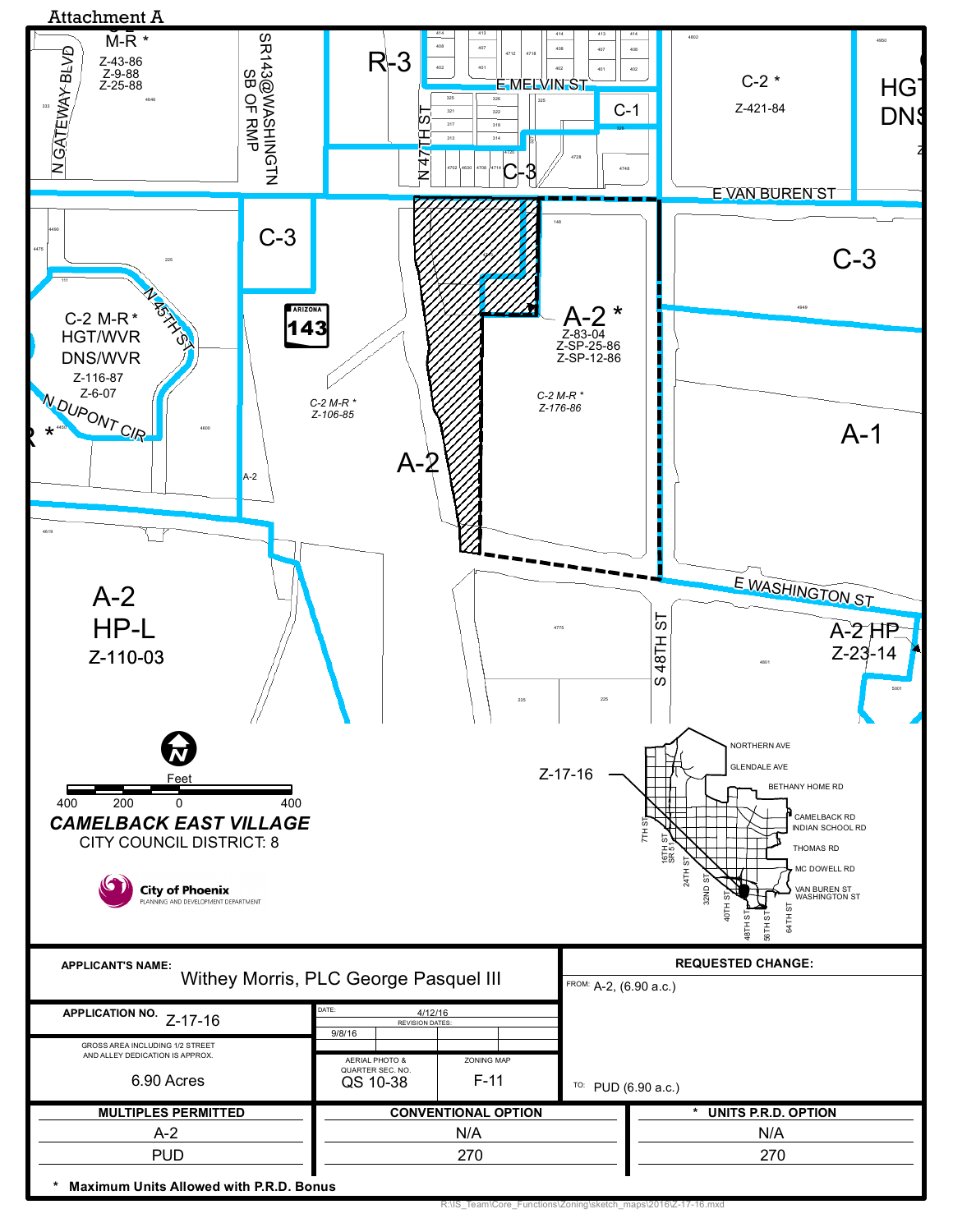Attachment A

M-R *
Z-43-86
Z-9-88
Z-25-88

R-3

E MELVIN ST

C-1

C-2 *
Z-421-84

HGT
DNS

C-3

E VAN BUREN ST

C-3

C-2 M-R *
HGT/WVR
DNS/WVR
Z-116-87
Z-6-07

N DUPONT CIR

C-2 M-R *
Z-106-85

A-2 *
Z-83-04
Z-SP-25-86
Z-SP-12-86

C-2 M-R *
Z-176-86

C-3

A-1

A-2

A-2
HP-L
Z-110-03

E WASHINGTON ST

A-2 HP
Z-23-14

S 48TH ST

Feet
400 200 0 400

***CAMELBACK EAST VILLAGE***
CITY COUNCIL DISTRICT: 8

City of Phoenix
PLANNING AND DEVELOPMENT DEPARTMENT

Z-17-16

| APPLICANT'S NAME: Withey Morris, PLC George Pasquel III | | | REQUESTED CHANGE: |
|---|---|---|---|
| APPLICATION NO. Z-17-16 | DATE: 4/12/16 REVISION DATES: 9/8/16 | | FROM: A-2, (6.90 a.c.) |
| GROSS AREA INCLUDING 1/2 STREET AND ALLEY DEDICATION IS APPROX. 6.90 Acres | AERIAL PHOTO & QUARTER SEC. NO. QS 10-38 | ZONING MAP F-11 | TO: PUD (6.90 a.c.) |

| MULTIPLES PERMITTED | CONVENTIONAL OPTION | * UNITS P.R.D. OPTION |
|---|---|---|
| A-2 | N/A | N/A |
| PUD | 270 | 270 |

\* **Maximum Units Allowed with P.R.D. Bonus**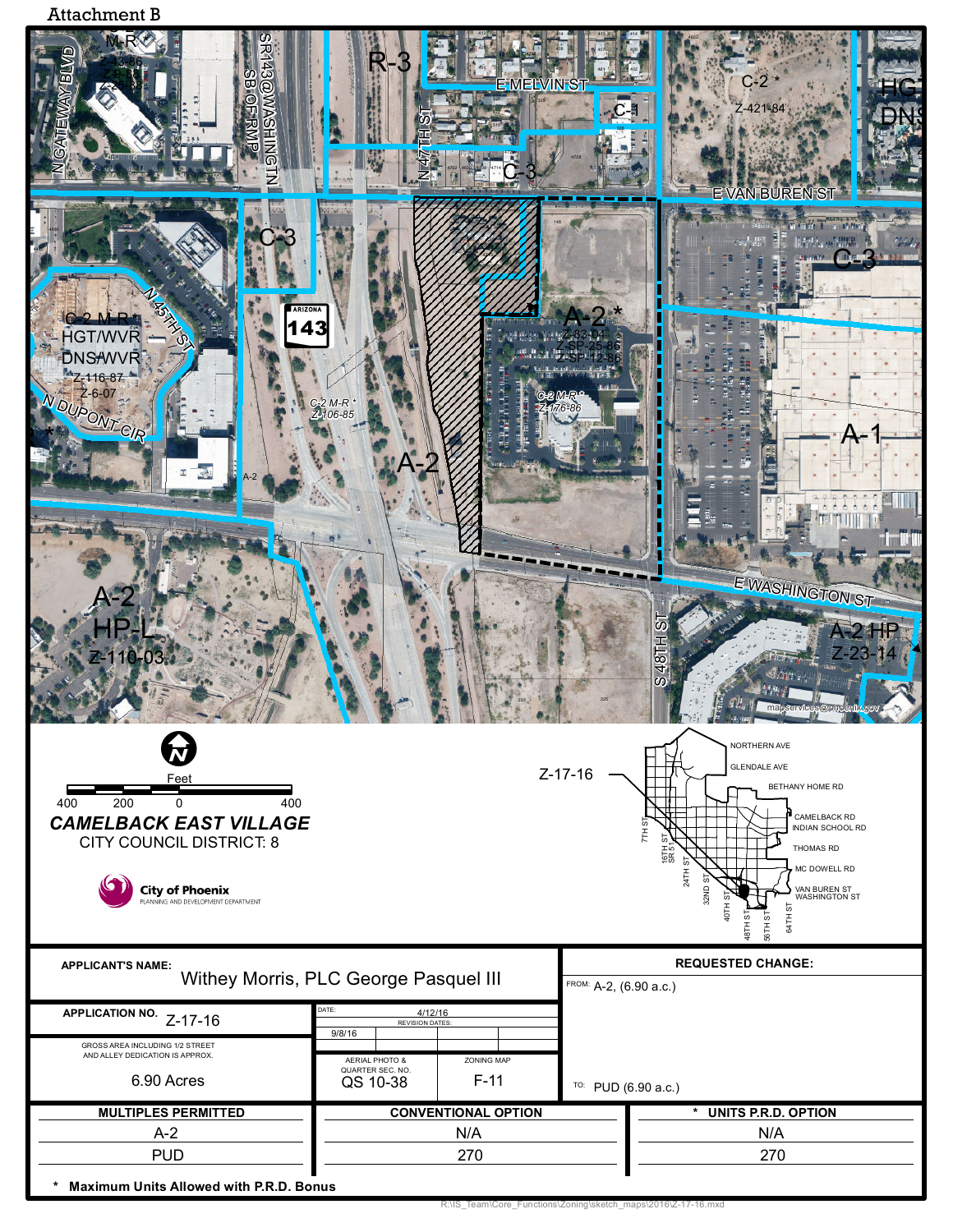Attachment B

E MELVIN ST

E VAN BUREN ST

E WASHINGTON ST

N GATEWAY BLVD

SR143@WASHINGTN SB OF RMP

N 47TH ST

N 45TH ST

N DUPONT CIR

S 48TH ST

R-3

C-1

C-2 *
Z-421-84

C-3

HGT DNS

M-R *
Z-23-86
Z-8-85
Z-24-85

C-2 M-R *
HGT/WVR
DNS/WVR
Z-116-87
Z-6-07

C-2 M-R *
Z-106-85

A-2 *
Z-83-04
Z-SP-25-86
Z-SP-12-86

C-2 M-R *
Z-176-86

A-2

A-1

A-2
HP-L
Z-110-03

A-2 HP
Z-23-14

mapservices@phoenix.gov

Feet

400 200 0 400

***CAMELBACK EAST VILLAGE***

CITY COUNCIL DISTRICT: 8

City of Phoenix
PLANNING AND DEVELOPMENT DEPARTMENT

Z-17-16

NORTHERN AVE
GLENDALE AVE
BETHANY HOME RD
CAMELBACK RD
INDIAN SCHOOL RD
THOMAS RD
MC DOWELL RD
VAN BUREN ST
WASHINGTON ST
7TH ST
16TH ST SR 51
24TH ST
32ND ST
40TH ST
48TH ST
56TH ST
64TH ST

| | | | |
|---|---|---|---|
| **APPLICANT'S NAME:** Withey Morris, PLC George Pasquel III | | | **REQUESTED CHANGE:** |
| **APPLICATION NO.** Z-17-16 | DATE: 4/12/16 REVISION DATES: 9/8/16 | | FROM: A-2, (6.90 a.c.) |
| GROSS AREA INCLUDING 1/2 STREET AND ALLEY DEDICATION IS APPROX. 6.90 Acres | AERIAL PHOTO & QUARTER SEC. NO. QS 10-38 | ZONING MAP F-11 | TO: PUD (6.90 a.c.) |

| MULTIPLES PERMITTED | CONVENTIONAL OPTION | * UNITS P.R.D. OPTION |
|---|---|---|
| A-2 | N/A | N/A |
| PUD | 270 | 270 |

\* **Maximum Units Allowed with P.R.D. Bonus**

R:\IS_Team\Core_Functions\Zoning\sketch_maps\2016\Z-17-16.mxd